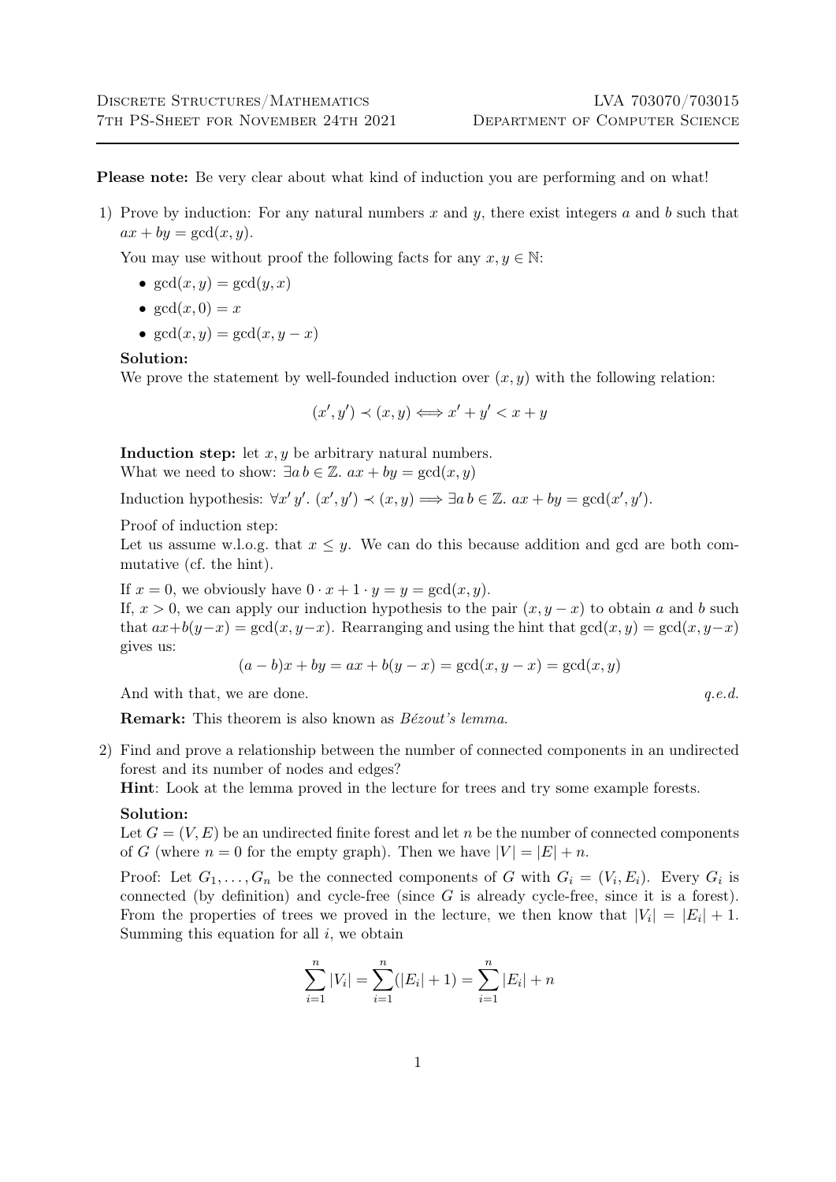Discrete Structures/Mathematics — LVA 703070/703015

7th PS-Sheet for November 24th 2021 — Department of Computer Science

**Please note:** Be very clear about what kind of induction you are performing and on what!

1) Prove by induction: For any natural numbers $x$ and $y$, there exist integers $a$ and $b$ such that $ax + by = \gcd(x, y)$.

   You may use without proof the following facts for any $x, y \in \mathbb{N}$:

   - $\gcd(x, y) = \gcd(y, x)$
   - $\gcd(x, 0) = x$
   - $\gcd(x, y) = \gcd(x, y - x)$

   **Solution:**
   We prove the statement by well-founded induction over $(x, y)$ with the following relation:

   $$(x', y') \prec (x, y) \iff x' + y' < x + y$$

   **Induction step:** let $x, y$ be arbitrary natural numbers.
   What we need to show: $\exists a\, b \in \mathbb{Z}.\ ax + by = \gcd(x, y)$

   Induction hypothesis: $\forall x'\, y'.\ (x', y') \prec (x, y) \Longrightarrow \exists a\, b \in \mathbb{Z}.\ ax + by = \gcd(x', y')$.

   Proof of induction step:
   Let us assume w.l.o.g. that $x \le y$. We can do this because addition and gcd are both commutative (cf. the hint).

   If $x = 0$, we obviously have $0 \cdot x + 1 \cdot y = y = \gcd(x, y)$.
   If, $x > 0$, we can apply our induction hypothesis to the pair $(x, y - x)$ to obtain $a$ and $b$ such that $ax + b(y - x) = \gcd(x, y - x)$. Rearranging and using the hint that $\gcd(x, y) = \gcd(x, y - x)$ gives us:

   $$(a - b)x + by = ax + b(y - x) = \gcd(x, y - x) = \gcd(x, y)$$

   And with that, we are done. *q.e.d.*

   **Remark:** This theorem is also known as *Bézout's lemma*.

2) Find and prove a relationship between the number of connected components in an undirected forest and its number of nodes and edges?
   **Hint**: Look at the lemma proved in the lecture for trees and try some example forests.

   **Solution:**
   Let $G = (V, E)$ be an undirected finite forest and let $n$ be the number of connected components of $G$ (where $n = 0$ for the empty graph). Then we have $|V| = |E| + n$.

   Proof: Let $G_1, \ldots, G_n$ be the connected components of $G$ with $G_i = (V_i, E_i)$. Every $G_i$ is connected (by definition) and cycle-free (since $G$ is already cycle-free, since it is a forest). From the properties of trees we proved in the lecture, we then know that $|V_i| = |E_i| + 1$. Summing this equation for all $i$, we obtain

   $$\sum_{i=1}^{n} |V_i| = \sum_{i=1}^{n} (|E_i| + 1) = \sum_{i=1}^{n} |E_i| + n$$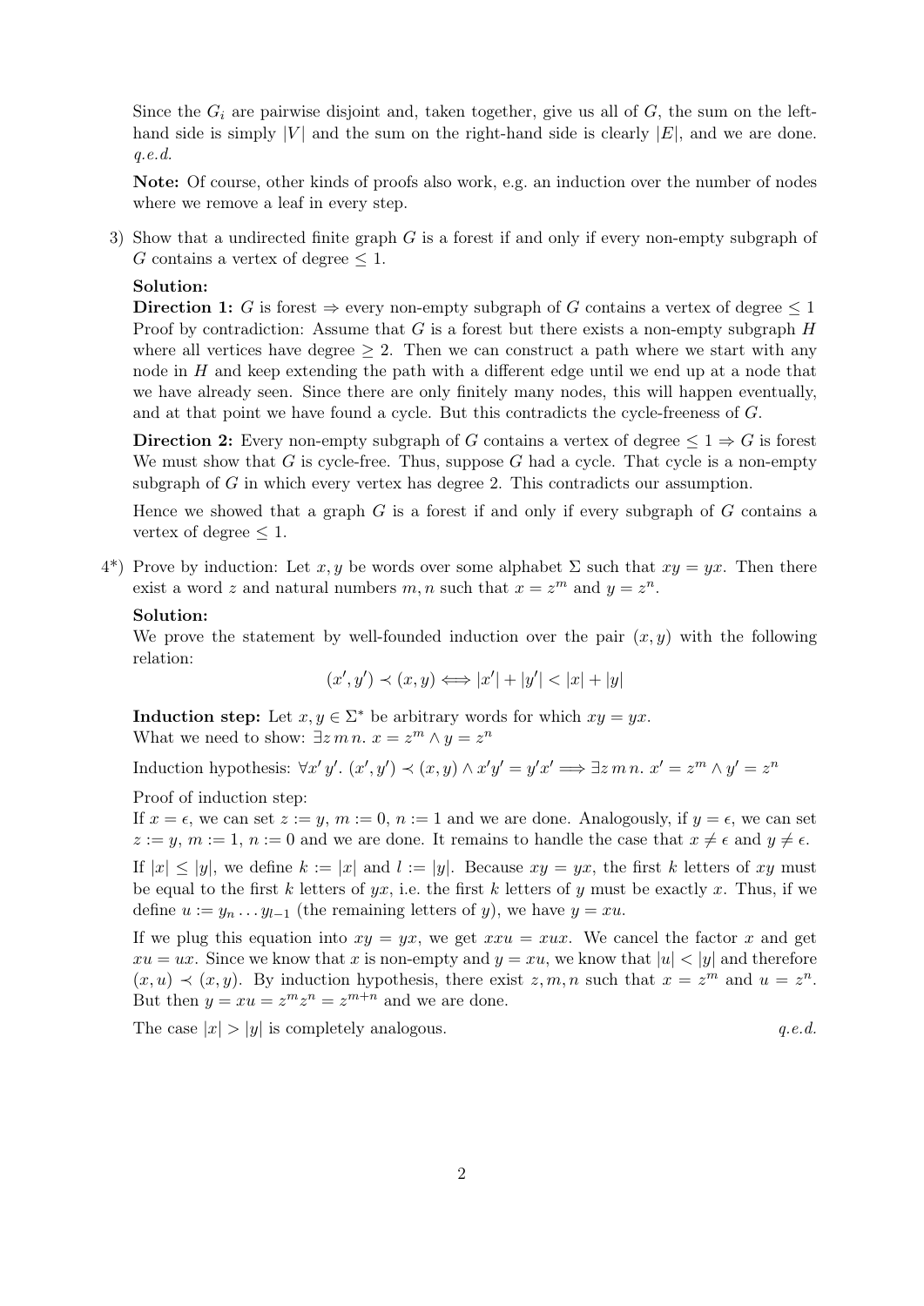Since the $G_i$ are pairwise disjoint and, taken together, give us all of $G$, the sum on the left-hand side is simply $|V|$ and the sum on the right-hand side is clearly $|E|$, and we are done. *q.e.d.*

**Note:** Of course, other kinds of proofs also work, e.g. an induction over the number of nodes where we remove a leaf in every step.

3) Show that a undirected finite graph $G$ is a forest if and only if every non-empty subgraph of $G$ contains a vertex of degree $\leq 1$.

**Solution:**

**Direction 1:** $G$ is forest $\Rightarrow$ every non-empty subgraph of $G$ contains a vertex of degree $\leq 1$
Proof by contradiction: Assume that $G$ is a forest but there exists a non-empty subgraph $H$ where all vertices have degree $\geq 2$. Then we can construct a path where we start with any node in $H$ and keep extending the path with a different edge until we end up at a node that we have already seen. Since there are only finitely many nodes, this will happen eventually, and at that point we have found a cycle. But this contradicts the cycle-freeness of $G$.

**Direction 2:** Every non-empty subgraph of $G$ contains a vertex of degree $\leq 1 \Rightarrow G$ is forest
We must show that $G$ is cycle-free. Thus, suppose $G$ had a cycle. That cycle is a non-empty subgraph of $G$ in which every vertex has degree 2. This contradicts our assumption.

Hence we showed that a graph $G$ is a forest if and only if every subgraph of $G$ contains a vertex of degree $\leq 1$.

4*) Prove by induction: Let $x, y$ be words over some alphabet $\Sigma$ such that $xy = yx$. Then there exist a word $z$ and natural numbers $m, n$ such that $x = z^m$ and $y = z^n$.

**Solution:**
We prove the statement by well-founded induction over the pair $(x, y)$ with the following relation:

$$(x', y') \prec (x, y) \iff |x'| + |y'| < |x| + |y|$$

**Induction step:** Let $x, y \in \Sigma^*$ be arbitrary words for which $xy = yx$.
What we need to show: $\exists z\, m\, n.\ x = z^m \wedge y = z^n$

Induction hypothesis: $\forall x'\, y'.\ (x', y') \prec (x, y) \wedge x'y' = y'x' \Longrightarrow \exists z\, m\, n.\ x' = z^m \wedge y' = z^n$

Proof of induction step:
If $x = \epsilon$, we can set $z := y$, $m := 0$, $n := 1$ and we are done. Analogously, if $y = \epsilon$, we can set $z := y$, $m := 1$, $n := 0$ and we are done. It remains to handle the case that $x \neq \epsilon$ and $y \neq \epsilon$.

If $|x| \leq |y|$, we define $k := |x|$ and $l := |y|$. Because $xy = yx$, the first $k$ letters of $xy$ must be equal to the first $k$ letters of $yx$, i.e. the first $k$ letters of $y$ must be exactly $x$. Thus, if we define $u := y_n \ldots y_{l-1}$ (the remaining letters of $y$), we have $y = xu$.

If we plug this equation into $xy = yx$, we get $xxu = xux$. We cancel the factor $x$ and get $xu = ux$. Since we know that $x$ is non-empty and $y = xu$, we know that $|u| < |y|$ and therefore $(x, u) \prec (x, y)$. By induction hypothesis, there exist $z, m, n$ such that $x = z^m$ and $u = z^n$. But then $y = xu = z^m z^n = z^{m+n}$ and we are done.

The case $|x| > |y|$ is completely analogous. *q.e.d.*